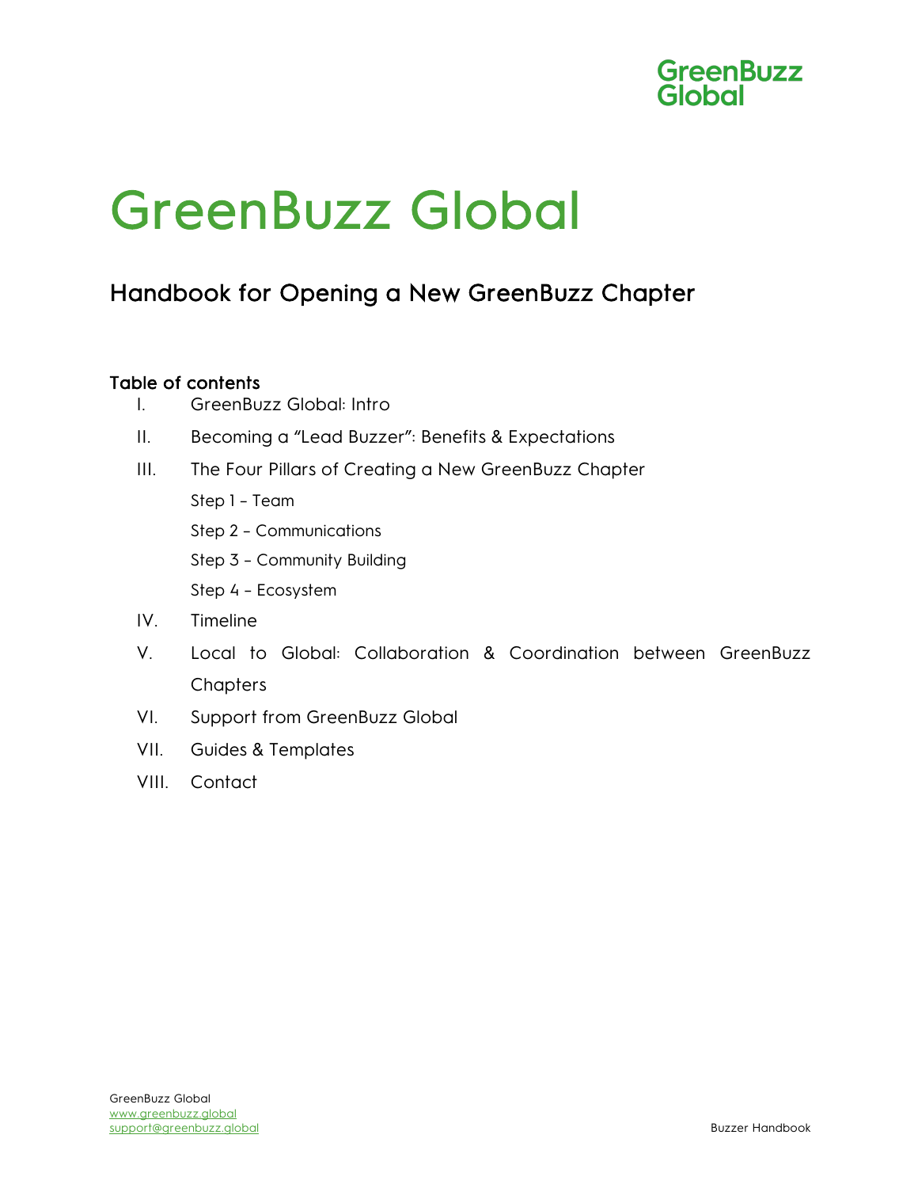# GreenBuzz Global

## Handbook for Opening a New GreenBuzz Chapter

### Table of contents

I. GreenBuzz Global: Intro

II. Becoming a "Lead Buzzer": Benefits & Expectations

III. The Four Pillars of Creating a New GreenBuzz Chapter

- Step 1 – Team
- Step 2 – Communications
- Step 3 – Community Building
- Step 4 – Ecosystem

IV. Timeline

V. Local to Global: Collaboration & Coordination between GreenBuzz Chapters

VI. Support from GreenBuzz Global

VII. Guides & Templates

VIII. Contact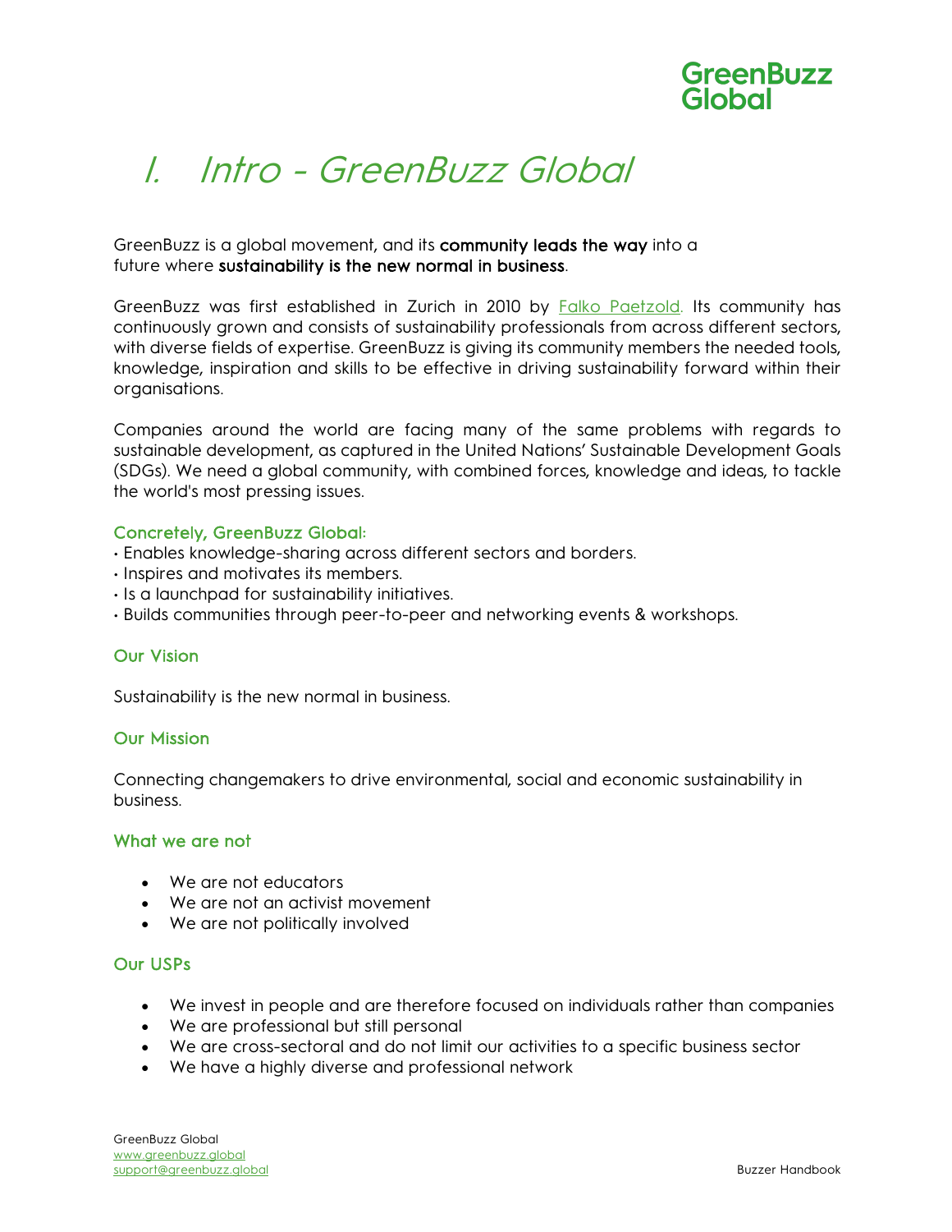# I. Intro - GreenBuzz Global

GreenBuzz is a global movement, and its **community leads the way** into a future where **sustainability is the new normal in business**.

GreenBuzz was first established in Zurich in 2010 by [Falko Paetzold](). Its community has continuously grown and consists of sustainability professionals from across different sectors, with diverse fields of expertise. GreenBuzz is giving its community members the needed tools, knowledge, inspiration and skills to be effective in driving sustainability forward within their organisations.

Companies around the world are facing many of the same problems with regards to sustainable development, as captured in the United Nations' Sustainable Development Goals (SDGs). We need a global community, with combined forces, knowledge and ideas, to tackle the world's most pressing issues.

### Concretely, GreenBuzz Global:

- Enables knowledge-sharing across different sectors and borders.
- Inspires and motivates its members.
- Is a launchpad for sustainability initiatives.
- Builds communities through peer-to-peer and networking events & workshops.

### Our Vision

Sustainability is the new normal in business.

### Our Mission

Connecting changemakers to drive environmental, social and economic sustainability in business.

### What we are not

- We are not educators
- We are not an activist movement
- We are not politically involved

### Our USPs

- We invest in people and are therefore focused on individuals rather than companies
- We are professional but still personal
- We are cross-sectoral and do not limit our activities to a specific business sector
- We have a highly diverse and professional network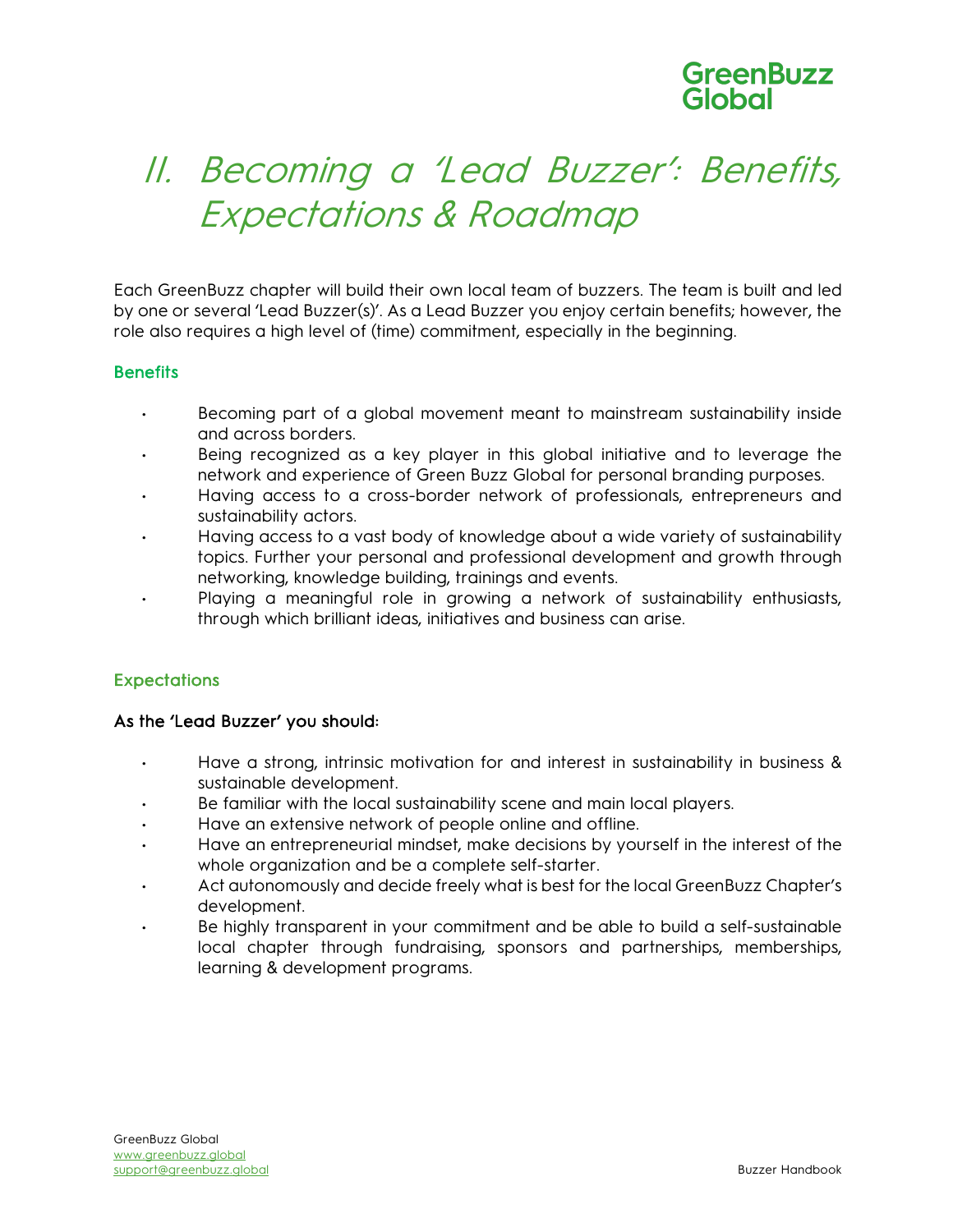# II. Becoming a 'Lead Buzzer': Benefits, Expectations & Roadmap

Each GreenBuzz chapter will build their own local team of buzzers. The team is built and led by one or several 'Lead Buzzer(s)'. As a Lead Buzzer you enjoy certain benefits; however, the role also requires a high level of (time) commitment, especially in the beginning.

### Benefits

- Becoming part of a global movement meant to mainstream sustainability inside and across borders.
- Being recognized as a key player in this global initiative and to leverage the network and experience of Green Buzz Global for personal branding purposes.
- Having access to a cross-border network of professionals, entrepreneurs and sustainability actors.
- Having access to a vast body of knowledge about a wide variety of sustainability topics. Further your personal and professional development and growth through networking, knowledge building, trainings and events.
- Playing a meaningful role in growing a network of sustainability enthusiasts, through which brilliant ideas, initiatives and business can arise.

### Expectations

**As the 'Lead Buzzer' you should:**

- Have a strong, intrinsic motivation for and interest in sustainability in business & sustainable development.
- Be familiar with the local sustainability scene and main local players.
- Have an extensive network of people online and offline.
- Have an entrepreneurial mindset, make decisions by yourself in the interest of the whole organization and be a complete self-starter.
- Act autonomously and decide freely what is best for the local GreenBuzz Chapter's development.
- Be highly transparent in your commitment and be able to build a self-sustainable local chapter through fundraising, sponsors and partnerships, memberships, learning & development programs.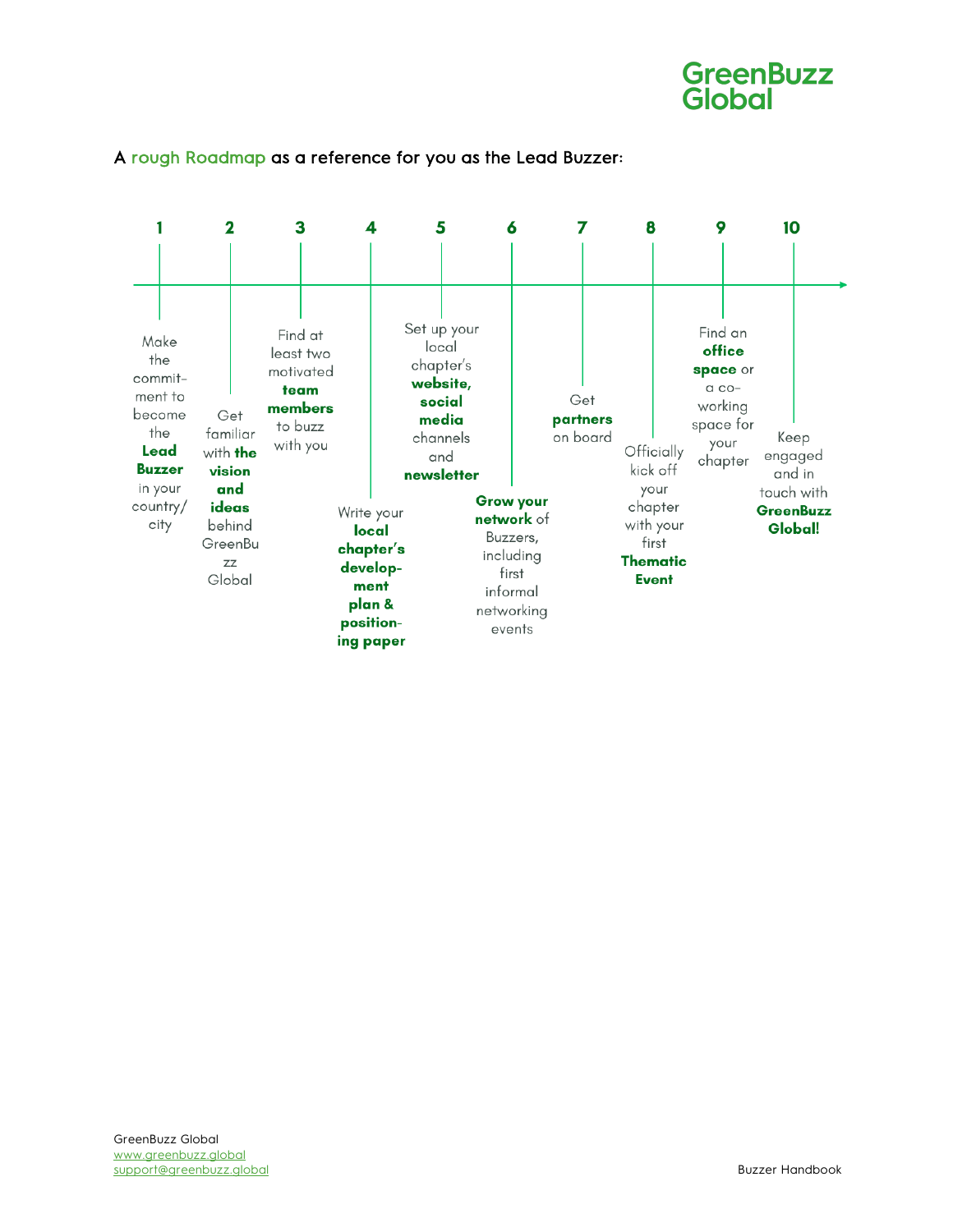A rough Roadmap as a reference for you as the Lead Buzzer:

1. Make the commitment to become the **Lead Buzzer** in your country/city
2. Get familiar with **the vision and ideas** behind GreenBuzz Global
3. Find at least two motivated **team members** to buzz with you
4. Write your **local chapter's development plan & positioning paper**
5. Set up your local chapter's **website, social media** channels and **newsletter**
6. **Grow your network** of Buzzers, including first informal networking events
7. Get **partners** on board
8. Officially kick off your chapter with your first **Thematic Event**
9. Find an **office space** or a co-working space for your chapter
10. Keep engaged and in touch with **GreenBuzz Global!**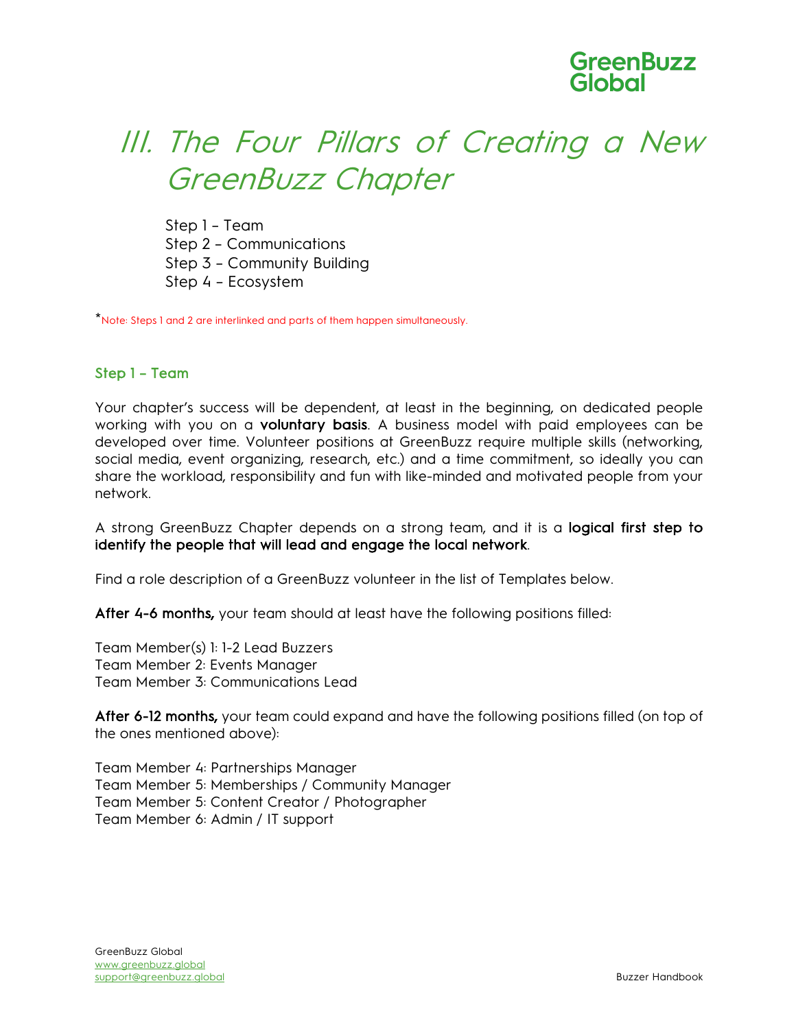# III. The Four Pillars of Creating a New GreenBuzz Chapter

Step 1 – Team
Step 2 – Communications
Step 3 – Community Building
Step 4 – Ecosystem

*Note: Steps 1 and 2 are interlinked and parts of them happen simultaneously.

## Step 1 – Team

Your chapter's success will be dependent, at least in the beginning, on dedicated people working with you on a **voluntary basis**. A business model with paid employees can be developed over time. Volunteer positions at GreenBuzz require multiple skills (networking, social media, event organizing, research, etc.) and a time commitment, so ideally you can share the workload, responsibility and fun with like-minded and motivated people from your network.

A strong GreenBuzz Chapter depends on a strong team, and it is a **logical first step to identify the people that will lead and engage the local network**.

Find a role description of a GreenBuzz volunteer in the list of Templates below.

**After 4-6 months,** your team should at least have the following positions filled:

Team Member(s) 1: 1-2 Lead Buzzers
Team Member 2: Events Manager
Team Member 3: Communications Lead

**After 6-12 months,** your team could expand and have the following positions filled (on top of the ones mentioned above):

Team Member 4: Partnerships Manager
Team Member 5: Memberships / Community Manager
Team Member 5: Content Creator / Photographer
Team Member 6: Admin / IT support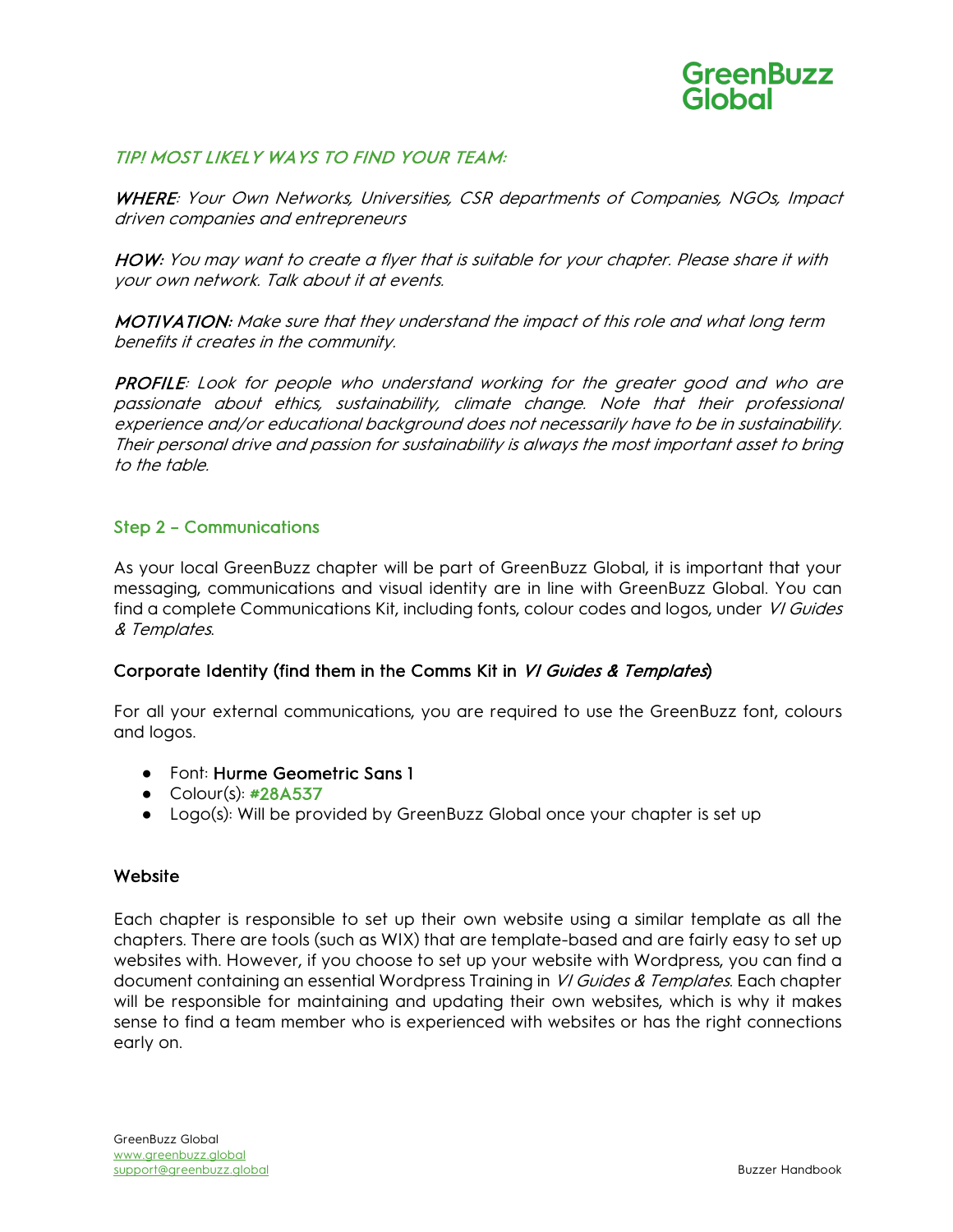*TIP! MOST LIKELY WAYS TO FIND YOUR TEAM:*

***WHERE****: Your Own Networks, Universities, CSR departments of Companies, NGOs, Impact driven companies and entrepreneurs*

***HOW:*** *You may want to create a flyer that is suitable for your chapter. Please share it with your own network. Talk about it at events.*

***MOTIVATION:*** *Make sure that they understand the impact of this role and what long term benefits it creates in the community.*

***PROFILE****: Look for people who understand working for the greater good and who are passionate about ethics, sustainability, climate change. Note that their professional experience and/or educational background does not necessarily have to be in sustainability. Their personal drive and passion for sustainability is always the most important asset to bring to the table.*

## Step 2 – Communications

As your local GreenBuzz chapter will be part of GreenBuzz Global, it is important that your messaging, communications and visual identity are in line with GreenBuzz Global. You can find a complete Communications Kit, including fonts, colour codes and logos, under *VI Guides & Templates*.

### Corporate Identity (find them in the Comms Kit in *VI Guides & Templates*)

For all your external communications, you are required to use the GreenBuzz font, colours and logos.

- Font: **Hurme Geometric Sans 1**
- Colour(s): **#28A537**
- Logo(s): Will be provided by GreenBuzz Global once your chapter is set up

### Website

Each chapter is responsible to set up their own website using a similar template as all the chapters. There are tools (such as WIX) that are template-based and are fairly easy to set up websites with. However, if you choose to set up your website with Wordpress, you can find a document containing an essential Wordpress Training in *VI Guides & Templates*. Each chapter will be responsible for maintaining and updating their own websites, which is why it makes sense to find a team member who is experienced with websites or has the right connections early on.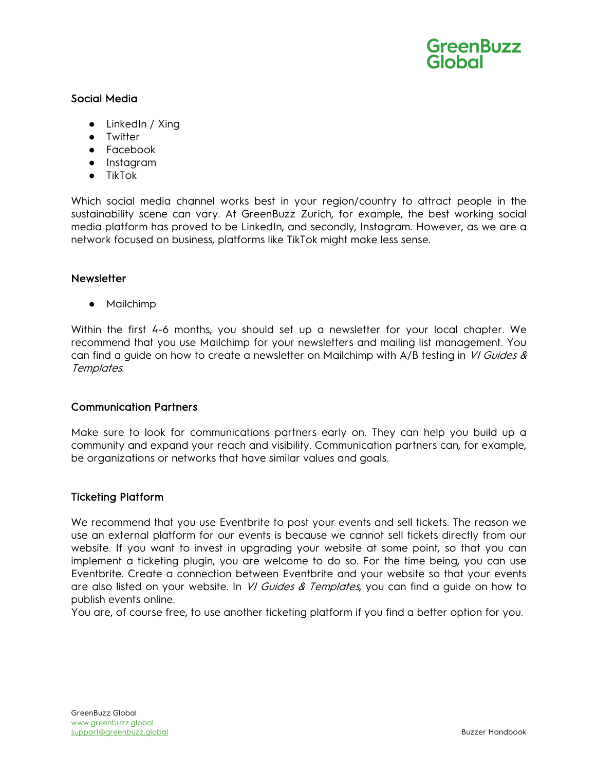### Social Media

- LinkedIn / Xing
- Twitter
- Facebook
- Instagram
- TikTok

Which social media channel works best in your region/country to attract people in the sustainability scene can vary. At GreenBuzz Zurich, for example, the best working social media platform has proved to be LinkedIn, and secondly, Instagram. However, as we are a network focused on business, platforms like TikTok might make less sense.

### Newsletter

- Mailchimp

Within the first 4-6 months, you should set up a newsletter for your local chapter. We recommend that you use Mailchimp for your newsletters and mailing list management. You can find a guide on how to create a newsletter on Mailchimp with A/B testing in *VI Guides & Templates*.

### Communication Partners

Make sure to look for communications partners early on. They can help you build up a community and expand your reach and visibility. Communication partners can, for example, be organizations or networks that have similar values and goals.

### Ticketing Platform

We recommend that you use Eventbrite to post your events and sell tickets. The reason we use an external platform for our events is because we cannot sell tickets directly from our website. If you want to invest in upgrading your website at some point, so that you can implement a ticketing plugin, you are welcome to do so. For the time being, you can use Eventbrite. Create a connection between Eventbrite and your website so that your events are also listed on your website. In *VI Guides & Templates*, you can find a guide on how to publish events online.
You are, of course free, to use another ticketing platform if you find a better option for you.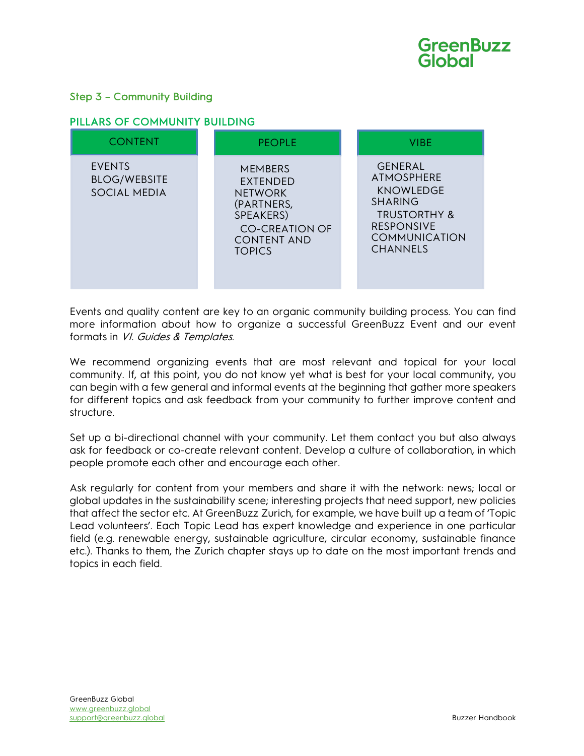### Step 3 – Community Building

#### PILLARS OF COMMUNITY BUILDING

| CONTENT | PEOPLE | VIBE |
|---|---|---|
| EVENTS<br>BLOG/WEBSITE<br>SOCIAL MEDIA | MEMBERS<br>EXTENDED NETWORK (PARTNERS, SPEAKERS)<br>CO-CREATION OF CONTENT AND TOPICS | GENERAL ATMOSPHERE<br>KNOWLEDGE SHARING<br>TRUSTORTHY & RESPONSIVE COMMUNICATION CHANNELS |

Events and quality content are key to an organic community building process. You can find more information about how to organize a successful GreenBuzz Event and our event formats in *VI. Guides & Templates*.

We recommend organizing events that are most relevant and topical for your local community. If, at this point, you do not know yet what is best for your local community, you can begin with a few general and informal events at the beginning that gather more speakers for different topics and ask feedback from your community to further improve content and structure.

Set up a bi-directional channel with your community. Let them contact you but also always ask for feedback or co-create relevant content. Develop a culture of collaboration, in which people promote each other and encourage each other.

Ask regularly for content from your members and share it with the network: news; local or global updates in the sustainability scene; interesting projects that need support, new policies that affect the sector etc. At GreenBuzz Zurich, for example, we have built up a team of 'Topic Lead volunteers'. Each Topic Lead has expert knowledge and experience in one particular field (e.g. renewable energy, sustainable agriculture, circular economy, sustainable finance etc.). Thanks to them, the Zurich chapter stays up to date on the most important trends and topics in each field.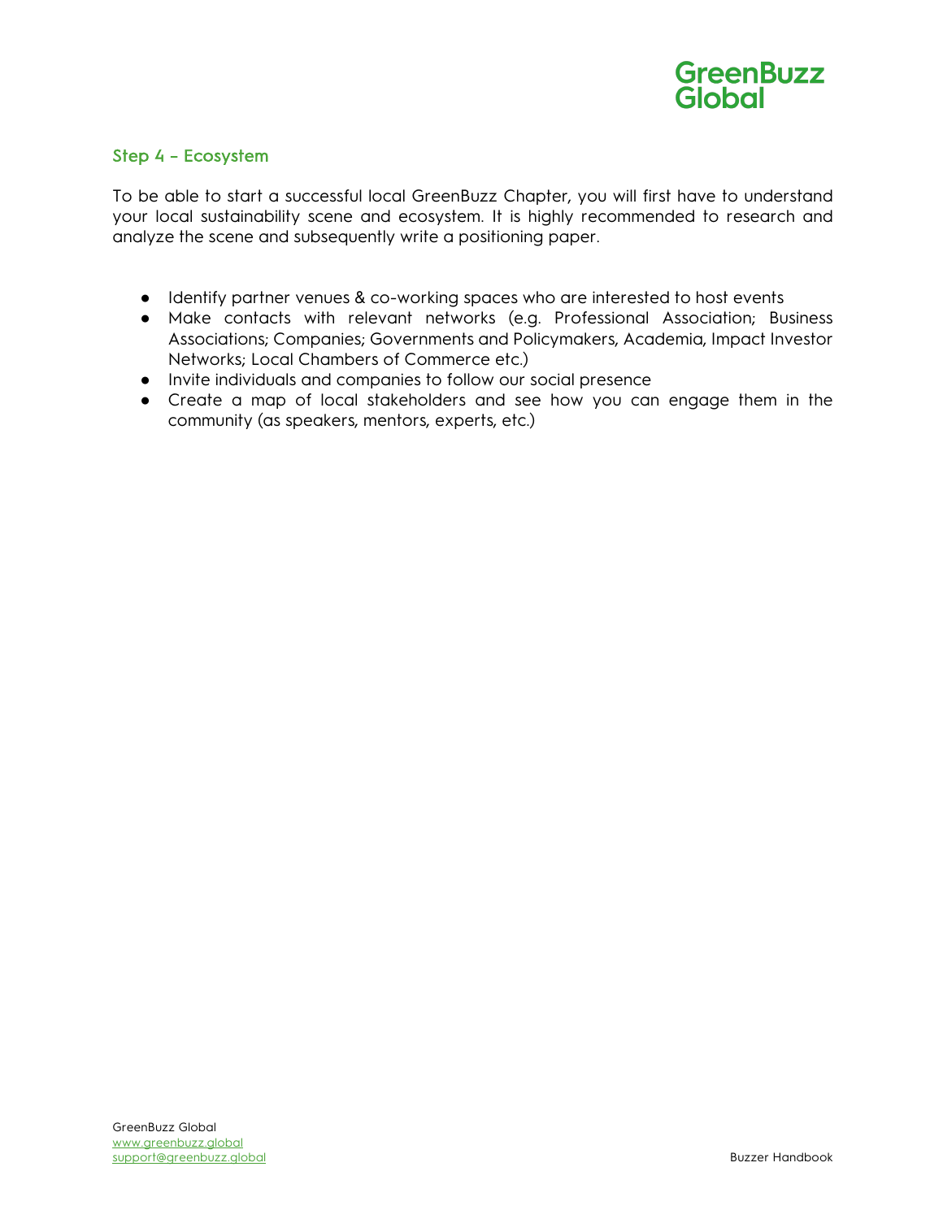## Step 4 – Ecosystem

To be able to start a successful local GreenBuzz Chapter, you will first have to understand your local sustainability scene and ecosystem. It is highly recommended to research and analyze the scene and subsequently write a positioning paper.

- Identify partner venues & co-working spaces who are interested to host events
- Make contacts with relevant networks (e.g. Professional Association; Business Associations; Companies; Governments and Policymakers, Academia, Impact Investor Networks; Local Chambers of Commerce etc.)
- Invite individuals and companies to follow our social presence
- Create a map of local stakeholders and see how you can engage them in the community (as speakers, mentors, experts, etc.)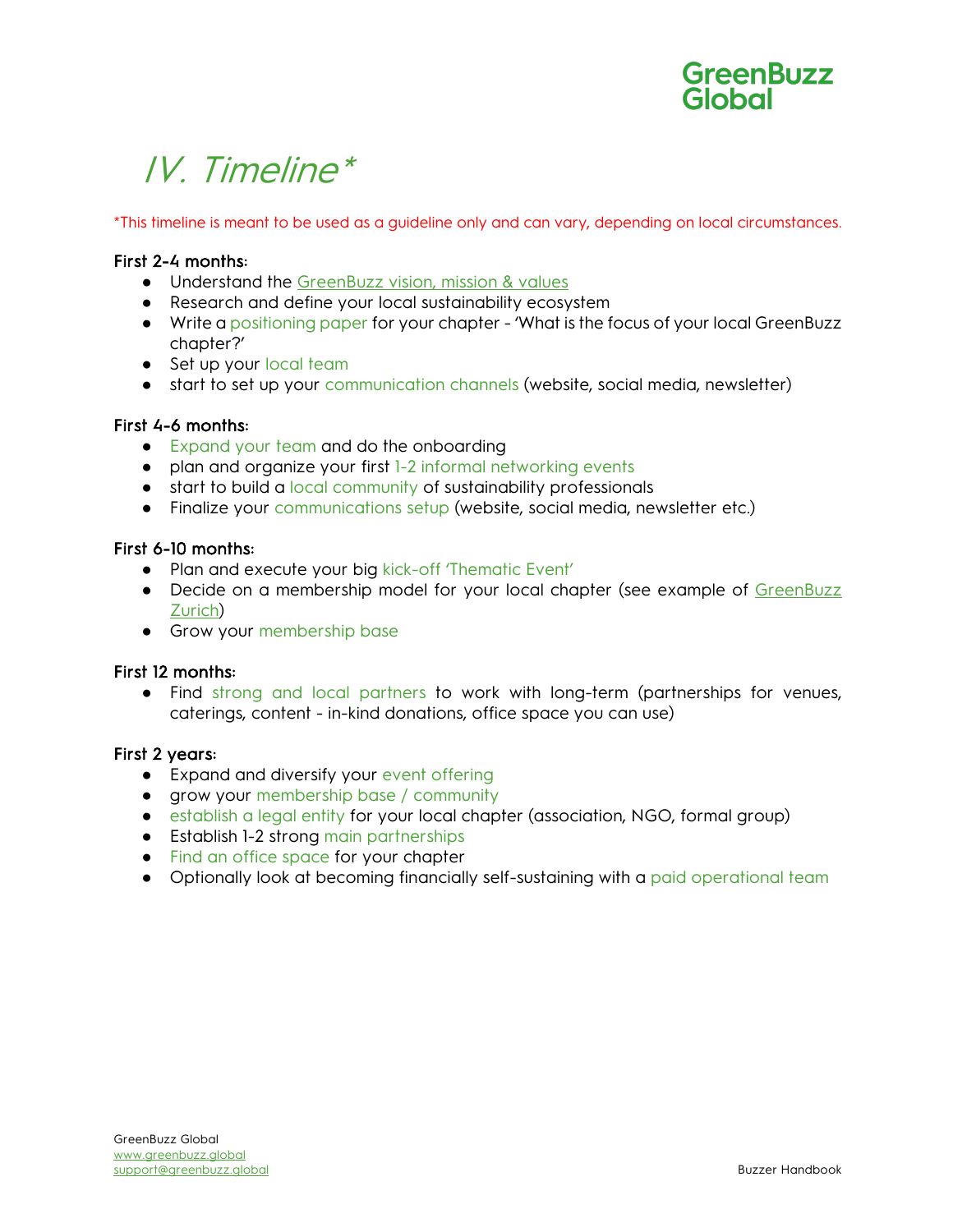# *IV. Timeline**

*This timeline is meant to be used as a guideline only and can vary, depending on local circumstances.

**First 2-4 months:**

- Understand the GreenBuzz vision, mission & values
- Research and define your local sustainability ecosystem
- Write a positioning paper for your chapter - 'What is the focus of your local GreenBuzz chapter?'
- Set up your local team
- start to set up your communication channels (website, social media, newsletter)

**First 4-6 months:**

- Expand your team and do the onboarding
- plan and organize your first 1-2 informal networking events
- start to build a local community of sustainability professionals
- Finalize your communications setup (website, social media, newsletter etc.)

**First 6-10 months:**

- Plan and execute your big kick-off 'Thematic Event'
- Decide on a membership model for your local chapter (see example of GreenBuzz Zurich)
- Grow your membership base

**First 12 months:**

- Find strong and local partners to work with long-term (partnerships for venues, caterings, content - in-kind donations, office space you can use)

**First 2 years:**

- Expand and diversify your event offering
- grow your membership base / community
- establish a legal entity for your local chapter (association, NGO, formal group)
- Establish 1-2 strong main partnerships
- Find an office space for your chapter
- Optionally look at becoming financially self-sustaining with a paid operational team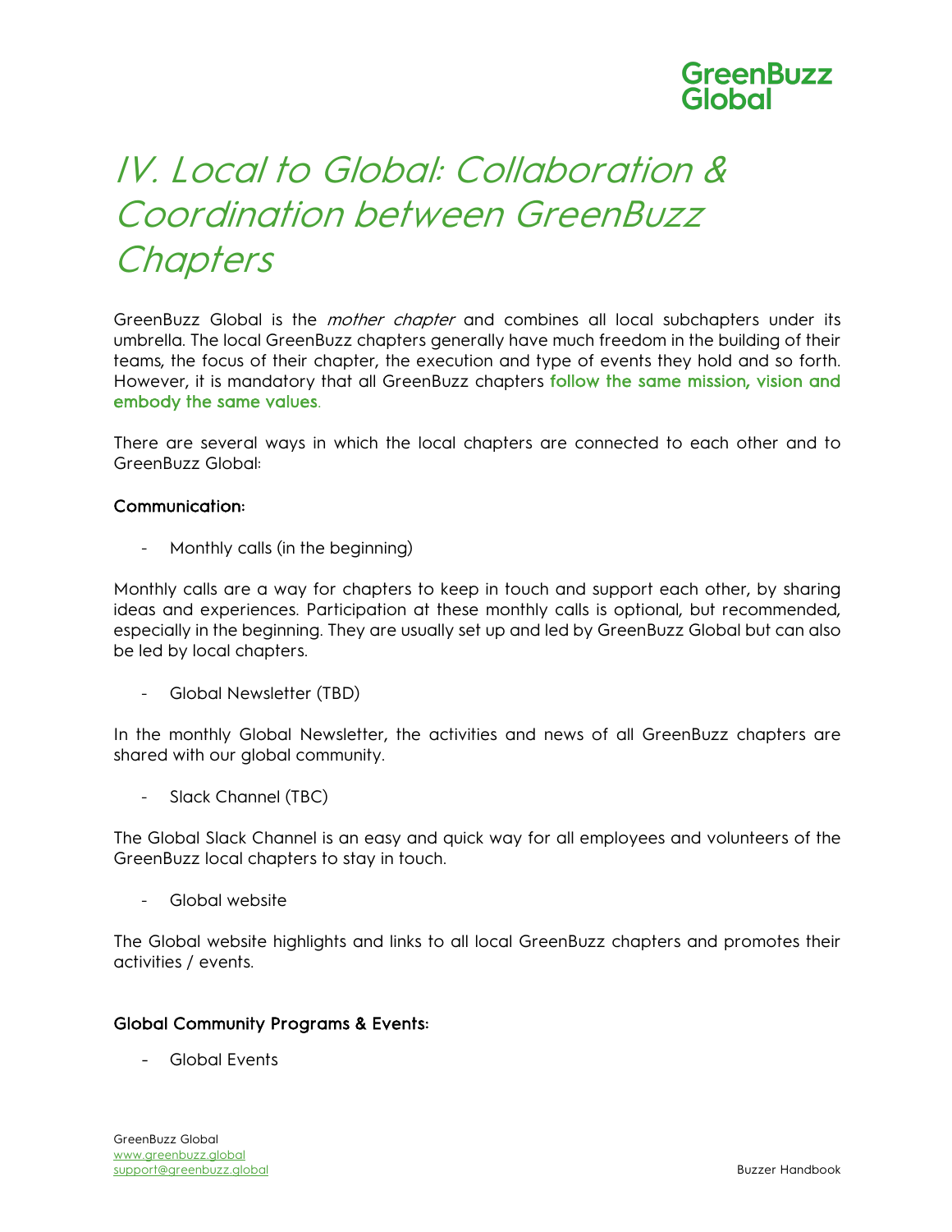# IV. Local to Global: Collaboration & Coordination between GreenBuzz Chapters

GreenBuzz Global is the *mother chapter* and combines all local subchapters under its umbrella. The local GreenBuzz chapters generally have much freedom in the building of their teams, the focus of their chapter, the execution and type of events they hold and so forth. However, it is mandatory that all GreenBuzz chapters **follow the same mission, vision and embody the same values**.

There are several ways in which the local chapters are connected to each other and to GreenBuzz Global:

**Communication:**

- Monthly calls (in the beginning)

Monthly calls are a way for chapters to keep in touch and support each other, by sharing ideas and experiences. Participation at these monthly calls is optional, but recommended, especially in the beginning. They are usually set up and led by GreenBuzz Global but can also be led by local chapters.

- Global Newsletter (TBD)

In the monthly Global Newsletter, the activities and news of all GreenBuzz chapters are shared with our global community.

- Slack Channel (TBC)

The Global Slack Channel is an easy and quick way for all employees and volunteers of the GreenBuzz local chapters to stay in touch.

- Global website

The Global website highlights and links to all local GreenBuzz chapters and promotes their activities / events.

**Global Community Programs & Events:**

- Global Events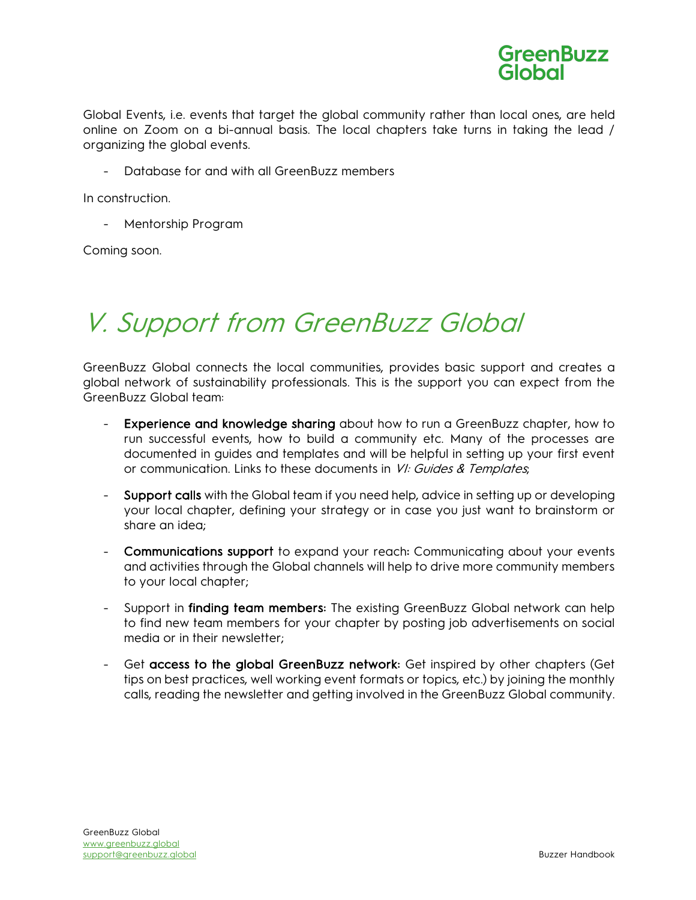Global Events, i.e. events that target the global community rather than local ones, are held online on Zoom on a bi-annual basis. The local chapters take turns in taking the lead / organizing the global events.

- Database for and with all GreenBuzz members

In construction.

- Mentorship Program

Coming soon.

# *V. Support from GreenBuzz Global*

GreenBuzz Global connects the local communities, provides basic support and creates a global network of sustainability professionals. This is the support you can expect from the GreenBuzz Global team:

- **Experience and knowledge sharing** about how to run a GreenBuzz chapter, how to run successful events, how to build a community etc. Many of the processes are documented in guides and templates and will be helpful in setting up your first event or communication. Links to these documents in *VI: Guides & Templates*;

- **Support calls** with the Global team if you need help, advice in setting up or developing your local chapter, defining your strategy or in case you just want to brainstorm or share an idea;

- **Communications support** to expand your reach: Communicating about your events and activities through the Global channels will help to drive more community members to your local chapter;

- Support in **finding team members**: The existing GreenBuzz Global network can help to find new team members for your chapter by posting job advertisements on social media or in their newsletter;

- Get **access to the global GreenBuzz network**: Get inspired by other chapters (Get tips on best practices, well working event formats or topics, etc.) by joining the monthly calls, reading the newsletter and getting involved in the GreenBuzz Global community.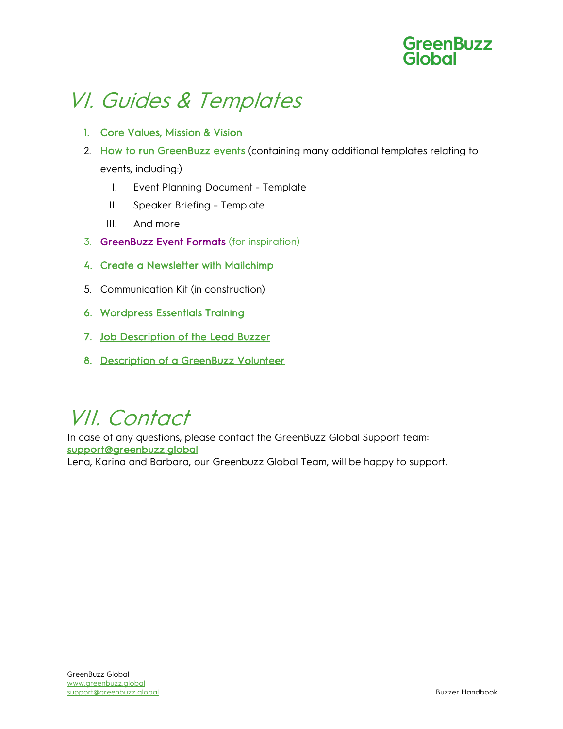# VI. Guides & Templates

1. Core Values, Mission & Vision
2. How to run GreenBuzz events (containing many additional templates relating to events, including:)
   I. Event Planning Document - Template
   II. Speaker Briefing – Template
   III. And more
3. GreenBuzz Event Formats (for inspiration)
4. Create a Newsletter with Mailchimp
5. Communication Kit (in construction)
6. Wordpress Essentials Training
7. Job Description of the Lead Buzzer
8. Description of a GreenBuzz Volunteer

# VII. Contact

In case of any questions, please contact the GreenBuzz Global Support team:
support@greenbuzz.global
Lena, Karina and Barbara, our Greenbuzz Global Team, will be happy to support.